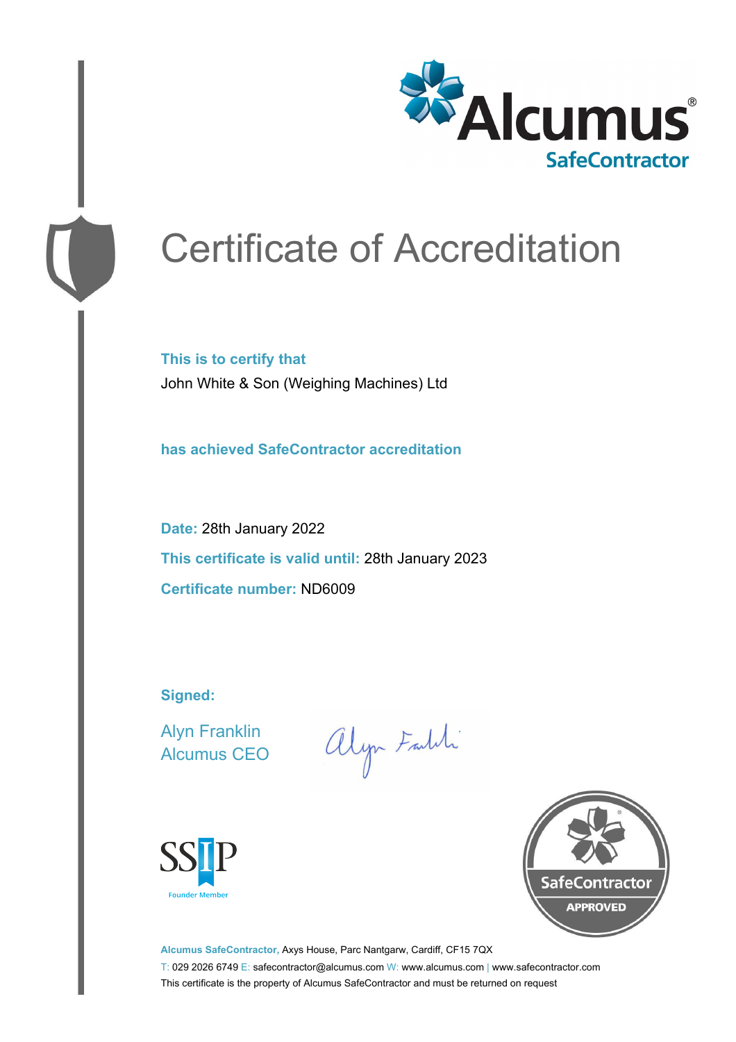Alcumus® SafeContractor

# Certificate of Accreditation

**This is to certify that**

John White & Son (Weighing Machines) Ltd

**has achieved SafeContractor accreditation**

**Date:** 28th January 2022

**This certificate is valid until:** 28th January 2023

**Certificate number:** ND6009

**Signed:**

Alyn Franklin
Alcumus CEO

SSIP Founder Member

SafeContractor APPROVED

**Alcumus SafeContractor,** Axys House, Parc Nantgarw, Cardiff, CF15 7QX

T: 029 2026 6749 E: safecontractor@alcumus.com W: www.alcumus.com | www.safecontractor.com

This certificate is the property of Alcumus SafeContractor and must be returned on request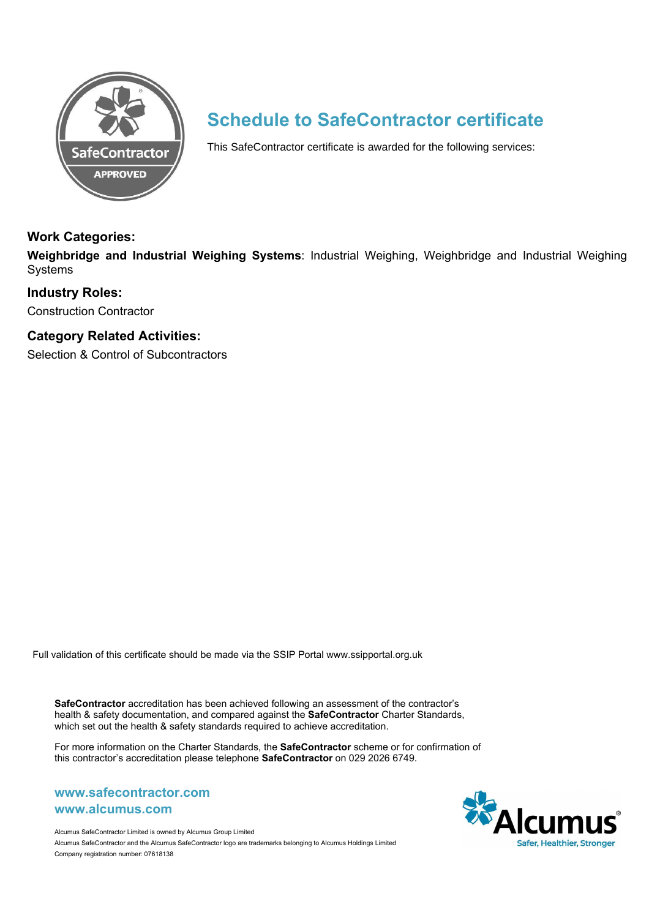# Schedule to SafeContractor certificate

This SafeContractor certificate is awarded for the following services:

### Work Categories:

**Weighbridge and Industrial Weighing Systems**: Industrial Weighing, Weighbridge and Industrial Weighing Systems

### Industry Roles:

Construction Contractor

### Category Related Activities:

Selection & Control of Subcontractors

Full validation of this certificate should be made via the SSIP Portal www.ssipportal.org.uk

**SafeContractor** accreditation has been achieved following an assessment of the contractor's health & safety documentation, and compared against the **SafeContractor** Charter Standards, which set out the health & safety standards required to achieve accreditation.

For more information on the Charter Standards, the **SafeContractor** scheme or for confirmation of this contractor's accreditation please telephone **SafeContractor** on 029 2026 6749.

**www.safecontractor.com**
**www.alcumus.com**

Alcumus SafeContractor Limited is owned by Alcumus Group Limited
Alcumus SafeContractor and the Alcumus SafeContractor logo are trademarks belonging to Alcumus Holdings Limited
Company registration number: 07618138

Alcumus
Safer, Healthier, Stronger